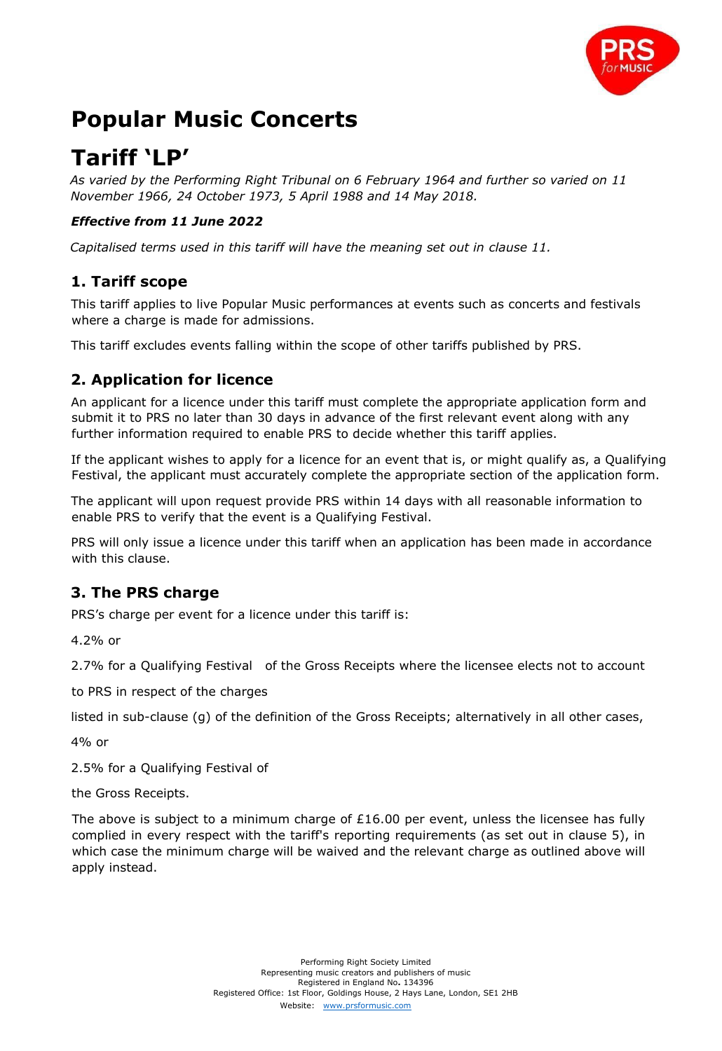# Popular Music Concerts

# Tariff 'LP'

*As varied by the Performing Right Tribunal on 6 February 1964 and further so varied on 11 November 1966, 24 October 1973, 5 April 1988 and 14 May 2018.*

***Effective from 11 June 2022***

*Capitalised terms used in this tariff will have the meaning set out in clause 11.*

## 1. Tariff scope

This tariff applies to live Popular Music performances at events such as concerts and festivals where a charge is made for admissions.

This tariff excludes events falling within the scope of other tariffs published by PRS.

## 2. Application for licence

An applicant for a licence under this tariff must complete the appropriate application form and submit it to PRS no later than 30 days in advance of the first relevant event along with any further information required to enable PRS to decide whether this tariff applies.

If the applicant wishes to apply for a licence for an event that is, or might qualify as, a Qualifying Festival, the applicant must accurately complete the appropriate section of the application form.

The applicant will upon request provide PRS within 14 days with all reasonable information to enable PRS to verify that the event is a Qualifying Festival.

PRS will only issue a licence under this tariff when an application has been made in accordance with this clause.

## 3. The PRS charge

PRS's charge per event for a licence under this tariff is:

4.2% or

2.7% for a Qualifying Festival of the Gross Receipts where the licensee elects not to account

to PRS in respect of the charges

listed in sub-clause (g) of the definition of the Gross Receipts; alternatively in all other cases,

4% or

2.5% for a Qualifying Festival of

the Gross Receipts.

The above is subject to a minimum charge of £16.00 per event, unless the licensee has fully complied in every respect with the tariff's reporting requirements (as set out in clause 5), in which case the minimum charge will be waived and the relevant charge as outlined above will apply instead.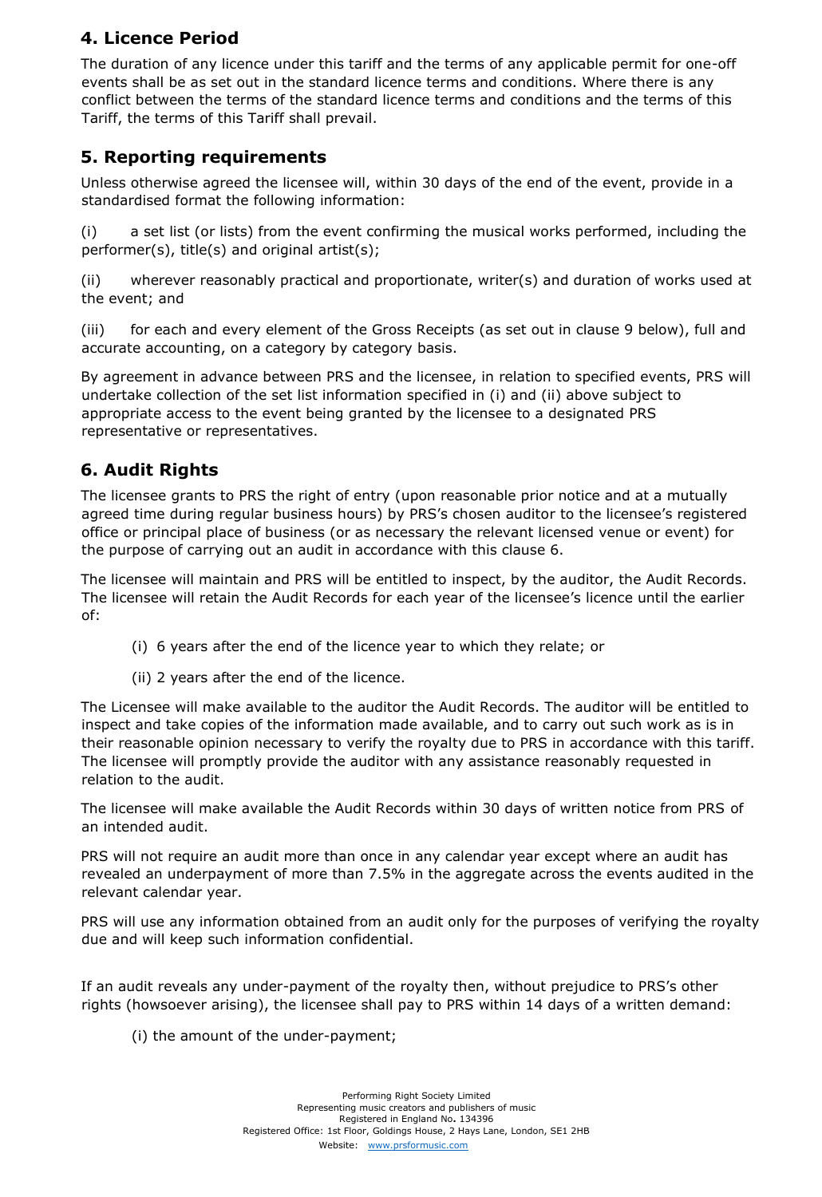## 4. Licence Period

The duration of any licence under this tariff and the terms of any applicable permit for one-off events shall be as set out in the standard licence terms and conditions. Where there is any conflict between the terms of the standard licence terms and conditions and the terms of this Tariff, the terms of this Tariff shall prevail.

## 5. Reporting requirements

Unless otherwise agreed the licensee will, within 30 days of the end of the event, provide in a standardised format the following information:

(i) a set list (or lists) from the event confirming the musical works performed, including the performer(s), title(s) and original artist(s);

(ii) wherever reasonably practical and proportionate, writer(s) and duration of works used at the event; and

(iii) for each and every element of the Gross Receipts (as set out in clause 9 below), full and accurate accounting, on a category by category basis.

By agreement in advance between PRS and the licensee, in relation to specified events, PRS will undertake collection of the set list information specified in (i) and (ii) above subject to appropriate access to the event being granted by the licensee to a designated PRS representative or representatives.

## 6. Audit Rights

The licensee grants to PRS the right of entry (upon reasonable prior notice and at a mutually agreed time during regular business hours) by PRS's chosen auditor to the licensee's registered office or principal place of business (or as necessary the relevant licensed venue or event) for the purpose of carrying out an audit in accordance with this clause 6.

The licensee will maintain and PRS will be entitled to inspect, by the auditor, the Audit Records. The licensee will retain the Audit Records for each year of the licensee's licence until the earlier of:

(i) 6 years after the end of the licence year to which they relate; or

(ii) 2 years after the end of the licence.

The Licensee will make available to the auditor the Audit Records. The auditor will be entitled to inspect and take copies of the information made available, and to carry out such work as is in their reasonable opinion necessary to verify the royalty due to PRS in accordance with this tariff. The licensee will promptly provide the auditor with any assistance reasonably requested in relation to the audit.

The licensee will make available the Audit Records within 30 days of written notice from PRS of an intended audit.

PRS will not require an audit more than once in any calendar year except where an audit has revealed an underpayment of more than 7.5% in the aggregate across the events audited in the relevant calendar year.

PRS will use any information obtained from an audit only for the purposes of verifying the royalty due and will keep such information confidential.

If an audit reveals any under-payment of the royalty then, without prejudice to PRS's other rights (howsoever arising), the licensee shall pay to PRS within 14 days of a written demand:

(i) the amount of the under-payment;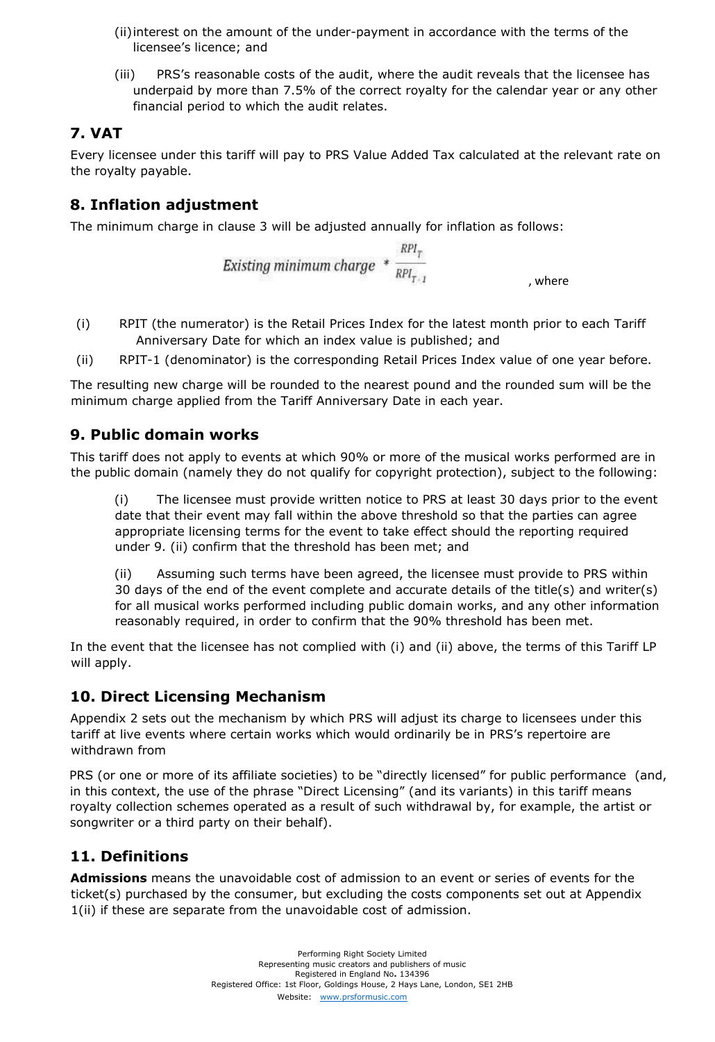(ii) interest on the amount of the under-payment in accordance with the terms of the licensee's licence; and

(iii) PRS's reasonable costs of the audit, where the audit reveals that the licensee has underpaid by more than 7.5% of the correct royalty for the calendar year or any other financial period to which the audit relates.

## 7. VAT

Every licensee under this tariff will pay to PRS Value Added Tax calculated at the relevant rate on the royalty payable.

## 8. Inflation adjustment

The minimum charge in clause 3 will be adjusted annually for inflation as follows:

$$\textit{Existing minimum charge} * \frac{RPI_T}{RPI_{T-1}}$$

, where

(i) RPIT (the numerator) is the Retail Prices Index for the latest month prior to each Tariff Anniversary Date for which an index value is published; and

(ii) RPIT-1 (denominator) is the corresponding Retail Prices Index value of one year before.

The resulting new charge will be rounded to the nearest pound and the rounded sum will be the minimum charge applied from the Tariff Anniversary Date in each year.

## 9. Public domain works

This tariff does not apply to events at which 90% or more of the musical works performed are in the public domain (namely they do not qualify for copyright protection), subject to the following:

(i) The licensee must provide written notice to PRS at least 30 days prior to the event date that their event may fall within the above threshold so that the parties can agree appropriate licensing terms for the event to take effect should the reporting required under 9. (ii) confirm that the threshold has been met; and

(ii) Assuming such terms have been agreed, the licensee must provide to PRS within 30 days of the end of the event complete and accurate details of the title(s) and writer(s) for all musical works performed including public domain works, and any other information reasonably required, in order to confirm that the 90% threshold has been met.

In the event that the licensee has not complied with (i) and (ii) above, the terms of this Tariff LP will apply.

## 10. Direct Licensing Mechanism

Appendix 2 sets out the mechanism by which PRS will adjust its charge to licensees under this tariff at live events where certain works which would ordinarily be in PRS's repertoire are withdrawn from

PRS (or one or more of its affiliate societies) to be "directly licensed" for public performance (and, in this context, the use of the phrase "Direct Licensing" (and its variants) in this tariff means royalty collection schemes operated as a result of such withdrawal by, for example, the artist or songwriter or a third party on their behalf).

## 11. Definitions

**Admissions** means the unavoidable cost of admission to an event or series of events for the ticket(s) purchased by the consumer, but excluding the costs components set out at Appendix 1(ii) if these are separate from the unavoidable cost of admission.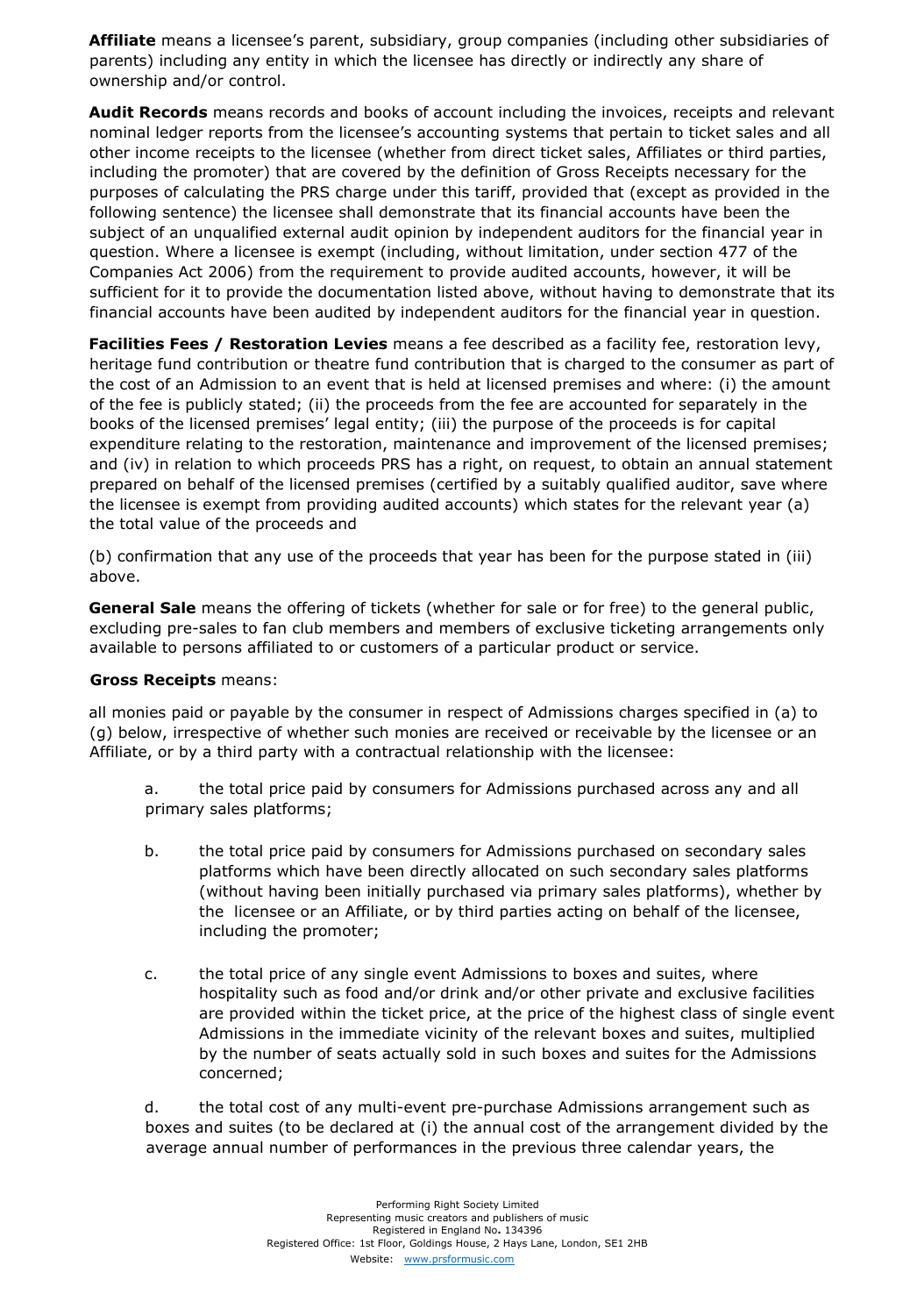**Affiliate** means a licensee's parent, subsidiary, group companies (including other subsidiaries of parents) including any entity in which the licensee has directly or indirectly any share of ownership and/or control.

**Audit Records** means records and books of account including the invoices, receipts and relevant nominal ledger reports from the licensee's accounting systems that pertain to ticket sales and all other income receipts to the licensee (whether from direct ticket sales, Affiliates or third parties, including the promoter) that are covered by the definition of Gross Receipts necessary for the purposes of calculating the PRS charge under this tariff, provided that (except as provided in the following sentence) the licensee shall demonstrate that its financial accounts have been the subject of an unqualified external audit opinion by independent auditors for the financial year in question. Where a licensee is exempt (including, without limitation, under section 477 of the Companies Act 2006) from the requirement to provide audited accounts, however, it will be sufficient for it to provide the documentation listed above, without having to demonstrate that its financial accounts have been audited by independent auditors for the financial year in question.

**Facilities Fees / Restoration Levies** means a fee described as a facility fee, restoration levy, heritage fund contribution or theatre fund contribution that is charged to the consumer as part of the cost of an Admission to an event that is held at licensed premises and where: (i) the amount of the fee is publicly stated; (ii) the proceeds from the fee are accounted for separately in the books of the licensed premises' legal entity; (iii) the purpose of the proceeds is for capital expenditure relating to the restoration, maintenance and improvement of the licensed premises; and (iv) in relation to which proceeds PRS has a right, on request, to obtain an annual statement prepared on behalf of the licensed premises (certified by a suitably qualified auditor, save where the licensee is exempt from providing audited accounts) which states for the relevant year (a) the total value of the proceeds and

(b) confirmation that any use of the proceeds that year has been for the purpose stated in (iii) above.

**General Sale** means the offering of tickets (whether for sale or for free) to the general public, excluding pre-sales to fan club members and members of exclusive ticketing arrangements only available to persons affiliated to or customers of a particular product or service.

**Gross Receipts** means:

all monies paid or payable by the consumer in respect of Admissions charges specified in (a) to (g) below, irrespective of whether such monies are received or receivable by the licensee or an Affiliate, or by a third party with a contractual relationship with the licensee:

a. the total price paid by consumers for Admissions purchased across any and all primary sales platforms;

b. the total price paid by consumers for Admissions purchased on secondary sales platforms which have been directly allocated on such secondary sales platforms (without having been initially purchased via primary sales platforms), whether by the licensee or an Affiliate, or by third parties acting on behalf of the licensee, including the promoter;

c. the total price of any single event Admissions to boxes and suites, where hospitality such as food and/or drink and/or other private and exclusive facilities are provided within the ticket price, at the price of the highest class of single event Admissions in the immediate vicinity of the relevant boxes and suites, multiplied by the number of seats actually sold in such boxes and suites for the Admissions concerned;

d. the total cost of any multi-event pre-purchase Admissions arrangement such as boxes and suites (to be declared at (i) the annual cost of the arrangement divided by the average annual number of performances in the previous three calendar years, the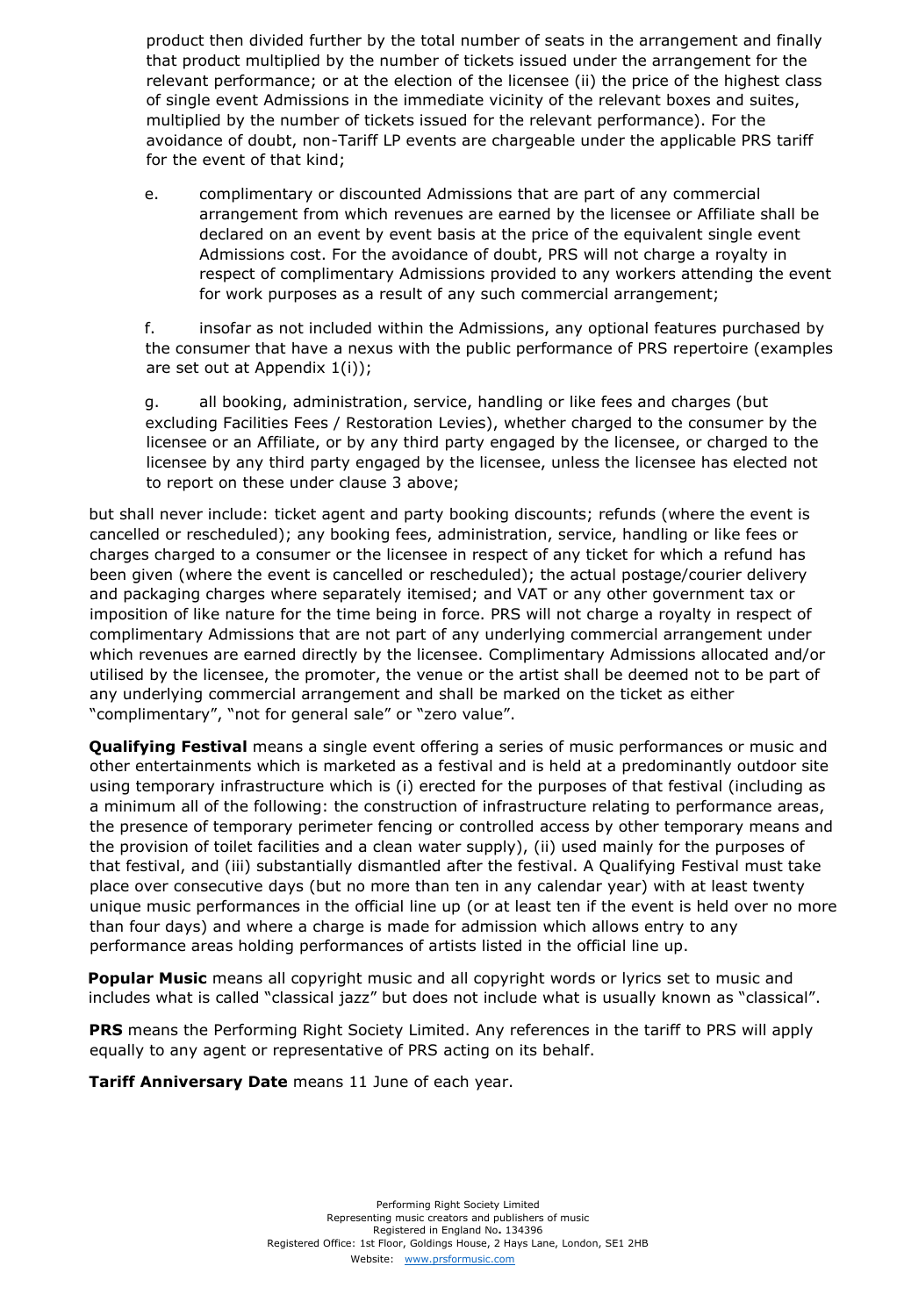product then divided further by the total number of seats in the arrangement and finally that product multiplied by the number of tickets issued under the arrangement for the relevant performance; or at the election of the licensee (ii) the price of the highest class of single event Admissions in the immediate vicinity of the relevant boxes and suites, multiplied by the number of tickets issued for the relevant performance). For the avoidance of doubt, non-Tariff LP events are chargeable under the applicable PRS tariff for the event of that kind;

e. complimentary or discounted Admissions that are part of any commercial arrangement from which revenues are earned by the licensee or Affiliate shall be declared on an event by event basis at the price of the equivalent single event Admissions cost. For the avoidance of doubt, PRS will not charge a royalty in respect of complimentary Admissions provided to any workers attending the event for work purposes as a result of any such commercial arrangement;

f. insofar as not included within the Admissions, any optional features purchased by the consumer that have a nexus with the public performance of PRS repertoire (examples are set out at Appendix 1(i));

g. all booking, administration, service, handling or like fees and charges (but excluding Facilities Fees / Restoration Levies), whether charged to the consumer by the licensee or an Affiliate, or by any third party engaged by the licensee, or charged to the licensee by any third party engaged by the licensee, unless the licensee has elected not to report on these under clause 3 above;

but shall never include: ticket agent and party booking discounts; refunds (where the event is cancelled or rescheduled); any booking fees, administration, service, handling or like fees or charges charged to a consumer or the licensee in respect of any ticket for which a refund has been given (where the event is cancelled or rescheduled); the actual postage/courier delivery and packaging charges where separately itemised; and VAT or any other government tax or imposition of like nature for the time being in force. PRS will not charge a royalty in respect of complimentary Admissions that are not part of any underlying commercial arrangement under which revenues are earned directly by the licensee. Complimentary Admissions allocated and/or utilised by the licensee, the promoter, the venue or the artist shall be deemed not to be part of any underlying commercial arrangement and shall be marked on the ticket as either "complimentary", "not for general sale" or "zero value".

**Qualifying Festival** means a single event offering a series of music performances or music and other entertainments which is marketed as a festival and is held at a predominantly outdoor site using temporary infrastructure which is (i) erected for the purposes of that festival (including as a minimum all of the following: the construction of infrastructure relating to performance areas, the presence of temporary perimeter fencing or controlled access by other temporary means and the provision of toilet facilities and a clean water supply), (ii) used mainly for the purposes of that festival, and (iii) substantially dismantled after the festival. A Qualifying Festival must take place over consecutive days (but no more than ten in any calendar year) with at least twenty unique music performances in the official line up (or at least ten if the event is held over no more than four days) and where a charge is made for admission which allows entry to any performance areas holding performances of artists listed in the official line up.

**Popular Music** means all copyright music and all copyright words or lyrics set to music and includes what is called "classical jazz" but does not include what is usually known as "classical".

**PRS** means the Performing Right Society Limited. Any references in the tariff to PRS will apply equally to any agent or representative of PRS acting on its behalf.

**Tariff Anniversary Date** means 11 June of each year.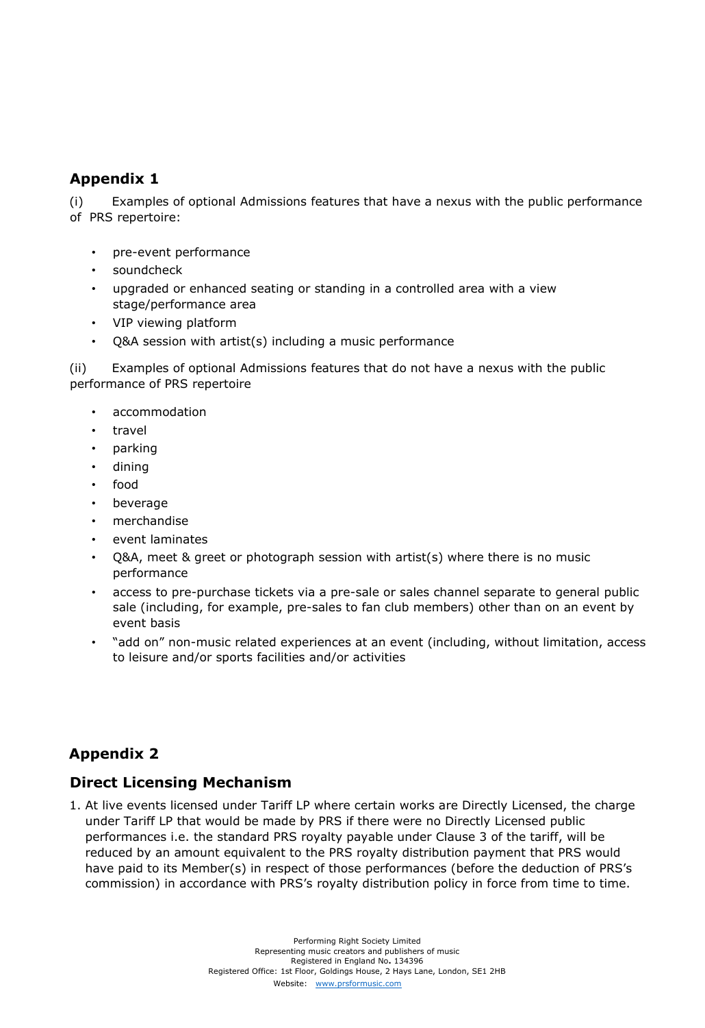## Appendix 1

(i) Examples of optional Admissions features that have a nexus with the public performance of PRS repertoire:

- pre-event performance
- soundcheck
- upgraded or enhanced seating or standing in a controlled area with a view stage/performance area
- VIP viewing platform
- Q&A session with artist(s) including a music performance

(ii) Examples of optional Admissions features that do not have a nexus with the public performance of PRS repertoire

- accommodation
- travel
- parking
- dining
- food
- beverage
- merchandise
- event laminates
- Q&A, meet & greet or photograph session with artist(s) where there is no music performance
- access to pre-purchase tickets via a pre-sale or sales channel separate to general public sale (including, for example, pre-sales to fan club members) other than on an event by event basis
- "add on" non-music related experiences at an event (including, without limitation, access to leisure and/or sports facilities and/or activities

## Appendix 2

## Direct Licensing Mechanism

1. At live events licensed under Tariff LP where certain works are Directly Licensed, the charge under Tariff LP that would be made by PRS if there were no Directly Licensed public performances i.e. the standard PRS royalty payable under Clause 3 of the tariff, will be reduced by an amount equivalent to the PRS royalty distribution payment that PRS would have paid to its Member(s) in respect of those performances (before the deduction of PRS's commission) in accordance with PRS's royalty distribution policy in force from time to time.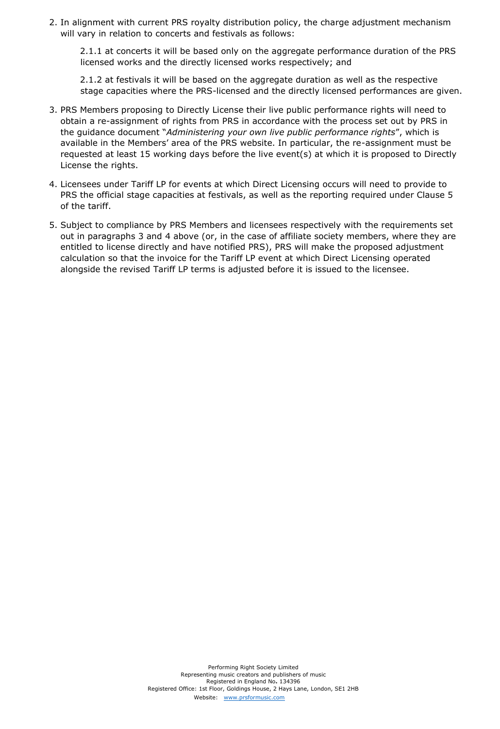2. In alignment with current PRS royalty distribution policy, the charge adjustment mechanism will vary in relation to concerts and festivals as follows:

   2.1.1 at concerts it will be based only on the aggregate performance duration of the PRS licensed works and the directly licensed works respectively; and

   2.1.2 at festivals it will be based on the aggregate duration as well as the respective stage capacities where the PRS-licensed and the directly licensed performances are given.

3. PRS Members proposing to Directly License their live public performance rights will need to obtain a re-assignment of rights from PRS in accordance with the process set out by PRS in the guidance document "*Administering your own live public performance rights*", which is available in the Members' area of the PRS website. In particular, the re-assignment must be requested at least 15 working days before the live event(s) at which it is proposed to Directly License the rights.

4. Licensees under Tariff LP for events at which Direct Licensing occurs will need to provide to PRS the official stage capacities at festivals, as well as the reporting required under Clause 5 of the tariff.

5. Subject to compliance by PRS Members and licensees respectively with the requirements set out in paragraphs 3 and 4 above (or, in the case of affiliate society members, where they are entitled to license directly and have notified PRS), PRS will make the proposed adjustment calculation so that the invoice for the Tariff LP event at which Direct Licensing operated alongside the revised Tariff LP terms is adjusted before it is issued to the licensee.